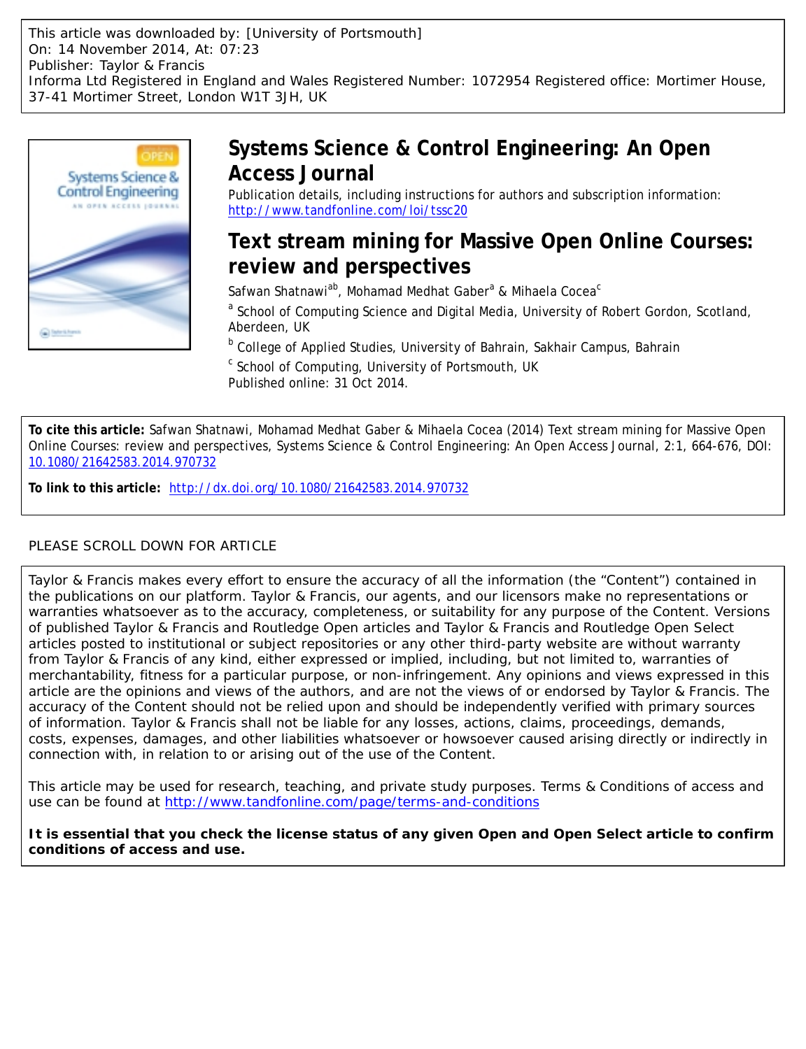This article was downloaded by: [University of Portsmouth]
On: 14 November 2014, At: 07:23
Publisher: Taylor & Francis
Informa Ltd Registered in England and Wales Registered Number: 1072954 Registered office: Mortimer House, 37-41 Mortimer Street, London W1T 3JH, UK

# Systems Science & Control Engineering: An Open Access Journal

Publication details, including instructions for authors and subscription information:
http://www.tandfonline.com/loi/tssc20

# Text stream mining for Massive Open Online Courses: review and perspectives

Safwan Shatnawi[a][b], Mohamad Medhat Gaber[a] & Mihaela Cocea[c]

[a] School of Computing Science and Digital Media, University of Robert Gordon, Scotland, Aberdeen, UK

[b] College of Applied Studies, University of Bahrain, Sakhair Campus, Bahrain

[c] School of Computing, University of Portsmouth, UK

Published online: 31 Oct 2014.

**To cite this article:** Safwan Shatnawi, Mohamad Medhat Gaber & Mihaela Cocea (2014) Text stream mining for Massive Open Online Courses: review and perspectives, Systems Science & Control Engineering: An Open Access Journal, 2:1, 664-676, DOI: 10.1080/21642583.2014.970732

**To link to this article:** http://dx.doi.org/10.1080/21642583.2014.970732

PLEASE SCROLL DOWN FOR ARTICLE

Taylor & Francis makes every effort to ensure the accuracy of all the information (the "Content") contained in the publications on our platform. Taylor & Francis, our agents, and our licensors make no representations or warranties whatsoever as to the accuracy, completeness, or suitability for any purpose of the Content. Versions of published Taylor & Francis and Routledge Open articles and Taylor & Francis and Routledge Open Select articles posted to institutional or subject repositories or any other third-party website are without warranty from Taylor & Francis of any kind, either expressed or implied, including, but not limited to, warranties of merchantability, fitness for a particular purpose, or non-infringement. Any opinions and views expressed in this article are the opinions and views of the authors, and are not the views of or endorsed by Taylor & Francis. The accuracy of the Content should not be relied upon and should be independently verified with primary sources of information. Taylor & Francis shall not be liable for any losses, actions, claims, proceedings, demands, costs, expenses, damages, and other liabilities whatsoever or howsoever caused arising directly or indirectly in connection with, in relation to or arising out of the use of the Content.

This article may be used for research, teaching, and private study purposes. Terms & Conditions of access and use can be found at http://www.tandfonline.com/page/terms-and-conditions

**It is essential that you check the license status of any given Open and Open Select article to confirm conditions of access and use.**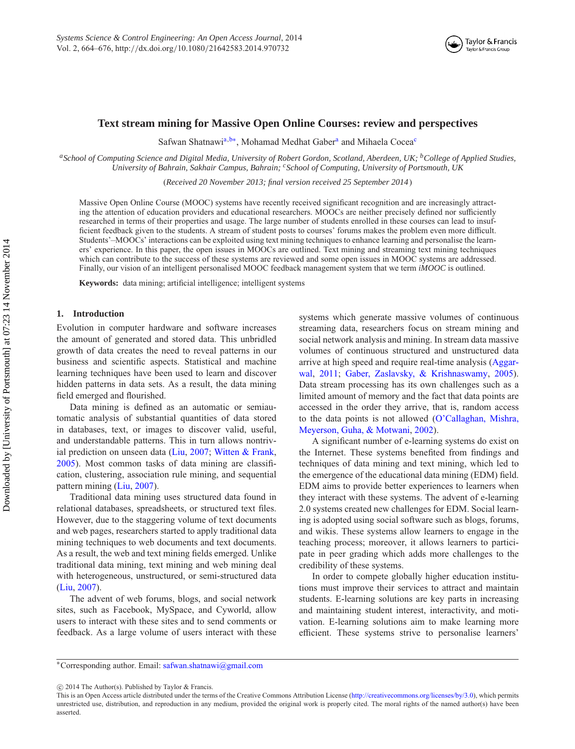# Text stream mining for Massive Open Online Courses: review and perspectives

Safwan Shatnawi[a,b*], Mohamad Medhat Gaber[a] and Mihaela Cocea[c]

[a]*School of Computing Science and Digital Media, University of Robert Gordon, Scotland, Aberdeen, UK;* [b]*College of Applied Studies, University of Bahrain, Sakhair Campus, Bahrain;* [c]*School of Computing, University of Portsmouth, UK*

(*Received 20 November 2013; final version received 25 September 2014*)

Massive Open Online Course (MOOC) systems have recently received significant recognition and are increasingly attracting the attention of education providers and educational researchers. MOOCs are neither precisely defined nor sufficiently researched in terms of their properties and usage. The large number of students enrolled in these courses can lead to insufficient feedback given to the students. A stream of student posts to courses' forums makes the problem even more difficult. Students'–MOOCs' interactions can be exploited using text mining techniques to enhance learning and personalise the learners' experience. In this paper, the open issues in MOOCs are outlined. Text mining and streaming text mining techniques which can contribute to the success of these systems are reviewed and some open issues in MOOC systems are addressed. Finally, our vision of an intelligent personalised MOOC feedback management system that we term *iMOOC* is outlined.

**Keywords:** data mining; artificial intelligence; intelligent systems

## 1. Introduction

Evolution in computer hardware and software increases the amount of generated and stored data. This unbridled growth of data creates the need to reveal patterns in our business and scientific aspects. Statistical and machine learning techniques have been used to learn and discover hidden patterns in data sets. As a result, the data mining field emerged and flourished.

Data mining is defined as an automatic or semiautomatic analysis of substantial quantities of data stored in databases, text, or images to discover valid, useful, and understandable patterns. This in turn allows nontrivial prediction on unseen data (Liu, 2007; Witten & Frank, 2005). Most common tasks of data mining are classification, clustering, association rule mining, and sequential pattern mining (Liu, 2007).

Traditional data mining uses structured data found in relational databases, spreadsheets, or structured text files. However, due to the staggering volume of text documents and web pages, researchers started to apply traditional data mining techniques to web documents and text documents. As a result, the web and text mining fields emerged. Unlike traditional data mining, text mining and web mining deal with heterogeneous, unstructured, or semi-structured data (Liu, 2007).

The advent of web forums, blogs, and social network sites, such as Facebook, MySpace, and Cyworld, allow users to interact with these sites and to send comments or feedback. As a large volume of users interact with these systems which generate massive volumes of continuous streaming data, researchers focus on stream mining and social network analysis and mining. In stream data massive volumes of continuous structured and unstructured data arrive at high speed and require real-time analysis (Aggarwal, 2011; Gaber, Zaslavsky, & Krishnaswamy, 2005). Data stream processing has its own challenges such as a limited amount of memory and the fact that data points are accessed in the order they arrive, that is, random access to the data points is not allowed (O'Callaghan, Mishra, Meyerson, Guha, & Motwani, 2002).

A significant number of e-learning systems do exist on the Internet. These systems benefited from findings and techniques of data mining and text mining, which led to the emergence of the educational data mining (EDM) field. EDM aims to provide better experiences to learners when they interact with these systems. The advent of e-learning 2.0 systems created new challenges for EDM. Social learning is adopted using social software such as blogs, forums, and wikis. These systems allow learners to engage in the teaching process; moreover, it allows learners to participate in peer grading which adds more challenges to the credibility of these systems.

In order to compete globally higher education institutions must improve their services to attract and maintain students. E-learning solutions are key parts in increasing and maintaining student interest, interactivity, and motivation. E-learning solutions aim to make learning more efficient. These systems strive to personalise learners'

*Corresponding author. Email: safwan.shatnawi@gmail.com

© 2014 The Author(s). Published by Taylor & Francis.
This is an Open Access article distributed under the terms of the Creative Commons Attribution License (http://creativecommons.org/licenses/by/3.0), which permits unrestricted use, distribution, and reproduction in any medium, provided the original work is properly cited. The moral rights of the named author(s) have been asserted.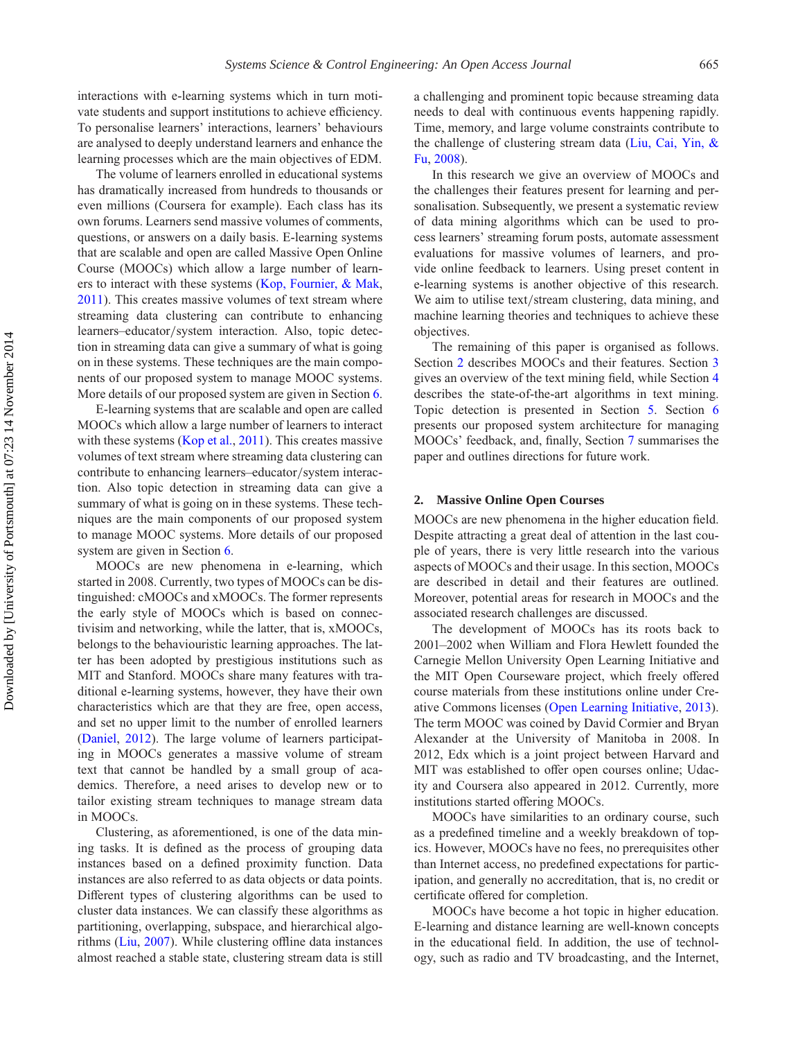interactions with e-learning systems which in turn motivate students and support institutions to achieve efficiency. To personalise learners' interactions, learners' behaviours are analysed to deeply understand learners and enhance the learning processes which are the main objectives of EDM.

The volume of learners enrolled in educational systems has dramatically increased from hundreds to thousands or even millions (Coursera for example). Each class has its own forums. Learners send massive volumes of comments, questions, or answers on a daily basis. E-learning systems that are scalable and open are called Massive Open Online Course (MOOCs) which allow a large number of learners to interact with these systems (Kop, Fournier, & Mak, 2011). This creates massive volumes of text stream where streaming data clustering can contribute to enhancing learners–educator/system interaction. Also, topic detection in streaming data can give a summary of what is going on in these systems. These techniques are the main components of our proposed system to manage MOOC systems. More details of our proposed system are given in Section 6.

E-learning systems that are scalable and open are called MOOCs which allow a large number of learners to interact with these systems (Kop et al., 2011). This creates massive volumes of text stream where streaming data clustering can contribute to enhancing learners–educator/system interaction. Also topic detection in streaming data can give a summary of what is going on in these systems. These techniques are the main components of our proposed system to manage MOOC systems. More details of our proposed system are given in Section 6.

MOOCs are new phenomena in e-learning, which started in 2008. Currently, two types of MOOCs can be distinguished: cMOOCs and xMOOCs. The former represents the early style of MOOCs which is based on connectivisim and networking, while the latter, that is, xMOOCs, belongs to the behaviouristic learning approaches. The latter has been adopted by prestigious institutions such as MIT and Stanford. MOOCs share many features with traditional e-learning systems, however, they have their own characteristics which are that they are free, open access, and set no upper limit to the number of enrolled learners (Daniel, 2012). The large volume of learners participating in MOOCs generates a massive volume of stream text that cannot be handled by a small group of academics. Therefore, a need arises to develop new or to tailor existing stream techniques to manage stream data in MOOCs.

Clustering, as aforementioned, is one of the data mining tasks. It is defined as the process of grouping data instances based on a defined proximity function. Data instances are also referred to as data objects or data points. Different types of clustering algorithms can be used to cluster data instances. We can classify these algorithms as partitioning, overlapping, subspace, and hierarchical algorithms (Liu, 2007). While clustering offline data instances almost reached a stable state, clustering stream data is still a challenging and prominent topic because streaming data needs to deal with continuous events happening rapidly. Time, memory, and large volume constraints contribute to the challenge of clustering stream data (Liu, Cai, Yin, & Fu, 2008).

In this research we give an overview of MOOCs and the challenges their features present for learning and personalisation. Subsequently, we present a systematic review of data mining algorithms which can be used to process learners' streaming forum posts, automate assessment evaluations for massive volumes of learners, and provide online feedback to learners. Using preset content in e-learning systems is another objective of this research. We aim to utilise text/stream clustering, data mining, and machine learning theories and techniques to achieve these objectives.

The remaining of this paper is organised as follows. Section 2 describes MOOCs and their features. Section 3 gives an overview of the text mining field, while Section 4 describes the state-of-the-art algorithms in text mining. Topic detection is presented in Section 5. Section 6 presents our proposed system architecture for managing MOOCs' feedback, and, finally, Section 7 summarises the paper and outlines directions for future work.

## 2. Massive Online Open Courses

MOOCs are new phenomena in the higher education field. Despite attracting a great deal of attention in the last couple of years, there is very little research into the various aspects of MOOCs and their usage. In this section, MOOCs are described in detail and their features are outlined. Moreover, potential areas for research in MOOCs and the associated research challenges are discussed.

The development of MOOCs has its roots back to 2001–2002 when William and Flora Hewlett founded the Carnegie Mellon University Open Learning Initiative and the MIT Open Courseware project, which freely offered course materials from these institutions online under Creative Commons licenses (Open Learning Initiative, 2013). The term MOOC was coined by David Cormier and Bryan Alexander at the University of Manitoba in 2008. In 2012, Edx which is a joint project between Harvard and MIT was established to offer open courses online; Udacity and Coursera also appeared in 2012. Currently, more institutions started offering MOOCs.

MOOCs have similarities to an ordinary course, such as a predefined timeline and a weekly breakdown of topics. However, MOOCs have no fees, no prerequisites other than Internet access, no predefined expectations for participation, and generally no accreditation, that is, no credit or certificate offered for completion.

MOOCs have become a hot topic in higher education. E-learning and distance learning are well-known concepts in the educational field. In addition, the use of technology, such as radio and TV broadcasting, and the Internet,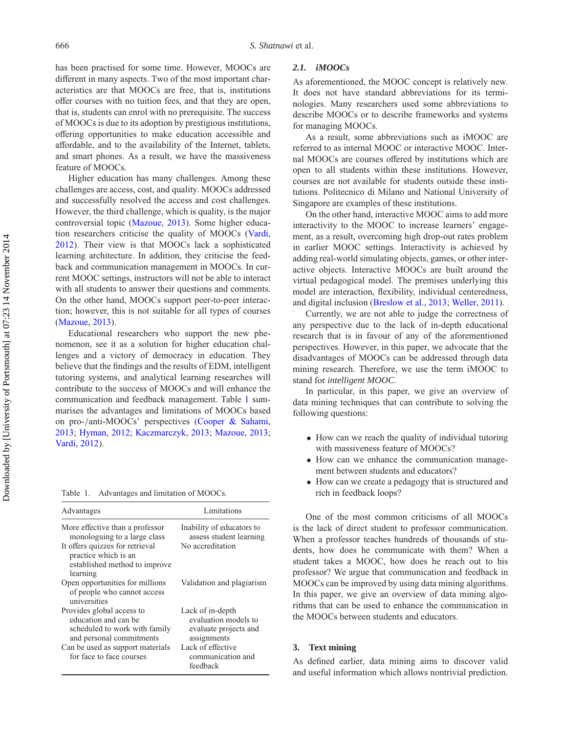has been practised for some time. However, MOOCs are different in many aspects. Two of the most important characteristics are that MOOCs are free, that is, institutions offer courses with no tuition fees, and that they are open, that is, students can enrol with no prerequisite. The success of MOOCs is due to its adoption by prestigious institutions, offering opportunities to make education accessible and affordable, and to the availability of the Internet, tablets, and smart phones. As a result, we have the massiveness feature of MOOCs.

Higher education has many challenges. Among these challenges are access, cost, and quality. MOOCs addressed and successfully resolved the access and cost challenges. However, the third challenge, which is quality, is the major controversial topic (Mazoue, 2013). Some higher education researchers criticise the quality of MOOCs (Vardi, 2012). Their view is that MOOCs lack a sophisticated learning architecture. In addition, they criticise the feedback and communication management in MOOCs. In current MOOC settings, instructors will not be able to interact with all students to answer their questions and comments. On the other hand, MOOCs support peer-to-peer interaction; however, this is not suitable for all types of courses (Mazoue, 2013).

Educational researchers who support the new phenomenon, see it as a solution for higher education challenges and a victory of democracy in education. They believe that the findings and the results of EDM, intelligent tutoring systems, and analytical learning researches will contribute to the success of MOOCs and will enhance the communication and feedback management. Table 1 summarises the advantages and limitations of MOOCs based on pro-/anti-MOOCs' perspectives (Cooper & Sahami, 2013; Hyman, 2012; Kaczmarczyk, 2013; Mazoue, 2013; Vardi, 2012).

Table 1. Advantages and limitation of MOOCs.

| Advantages | Limitations |
|---|---|
| More effective than a professor monologuing to a large class | Inability of educators to assess student learning |
| It offers quizzes for retrieval practice which is an established method to improve learning | No accreditation |
| Open opportunities for millions of people who cannot access universities | Validation and plagiarism |
| Provides global access to education and can be scheduled to work with family and personal commitments | Lack of in-depth evaluation models to evaluate projects and assignments |
| Can be used as support materials for face to face courses | Lack of effective communication and feedback |

### 2.1. *iMOOCs*

As aforementioned, the MOOC concept is relatively new. It does not have standard abbreviations for its terminologies. Many researchers used some abbreviations to describe MOOCs or to describe frameworks and systems for managing MOOCs.

As a result, some abbreviations such as iMOOC are referred to as internal MOOC or interactive MOOC. Internal MOOCs are courses offered by institutions which are open to all students within these institutions. However, courses are not available for students outside these institutions. Politecnico di Milano and National University of Singapore are examples of these institutions.

On the other hand, interactive MOOC aims to add more interactivity to the MOOC to increase learners' engagement, as a result, overcoming high drop-out rates problem in earlier MOOC settings. Interactivity is achieved by adding real-world simulating objects, games, or other interactive objects. Interactive MOOCs are built around the virtual pedagogical model. The premises underlying this model are interaction, flexibility, individual centeredness, and digital inclusion (Breslow et al., 2013; Weller, 2011).

Currently, we are not able to judge the correctness of any perspective due to the lack of in-depth educational research that is in favour of any of the aforementioned perspectives. However, in this paper, we advocate that the disadvantages of MOOCs can be addressed through data mining research. Therefore, we use the term iMOOC to stand for *intelligent MOOC*.

In particular, in this paper, we give an overview of data mining techniques that can contribute to solving the following questions:

- How can we reach the quality of individual tutoring with massiveness feature of MOOCs?
- How can we enhance the communication management between students and educators?
- How can we create a pedagogy that is structured and rich in feedback loops?

One of the most common criticisms of all MOOCs is the lack of direct student to professor communication. When a professor teaches hundreds of thousands of students, how does he communicate with them? When a student takes a MOOC, how does he reach out to his professor? We argue that communication and feedback in MOOCs can be improved by using data mining algorithms. In this paper, we give an overview of data mining algorithms that can be used to enhance the communication in the MOOCs between students and educators.

## 3. Text mining

As defined earlier, data mining aims to discover valid and useful information which allows nontrivial prediction.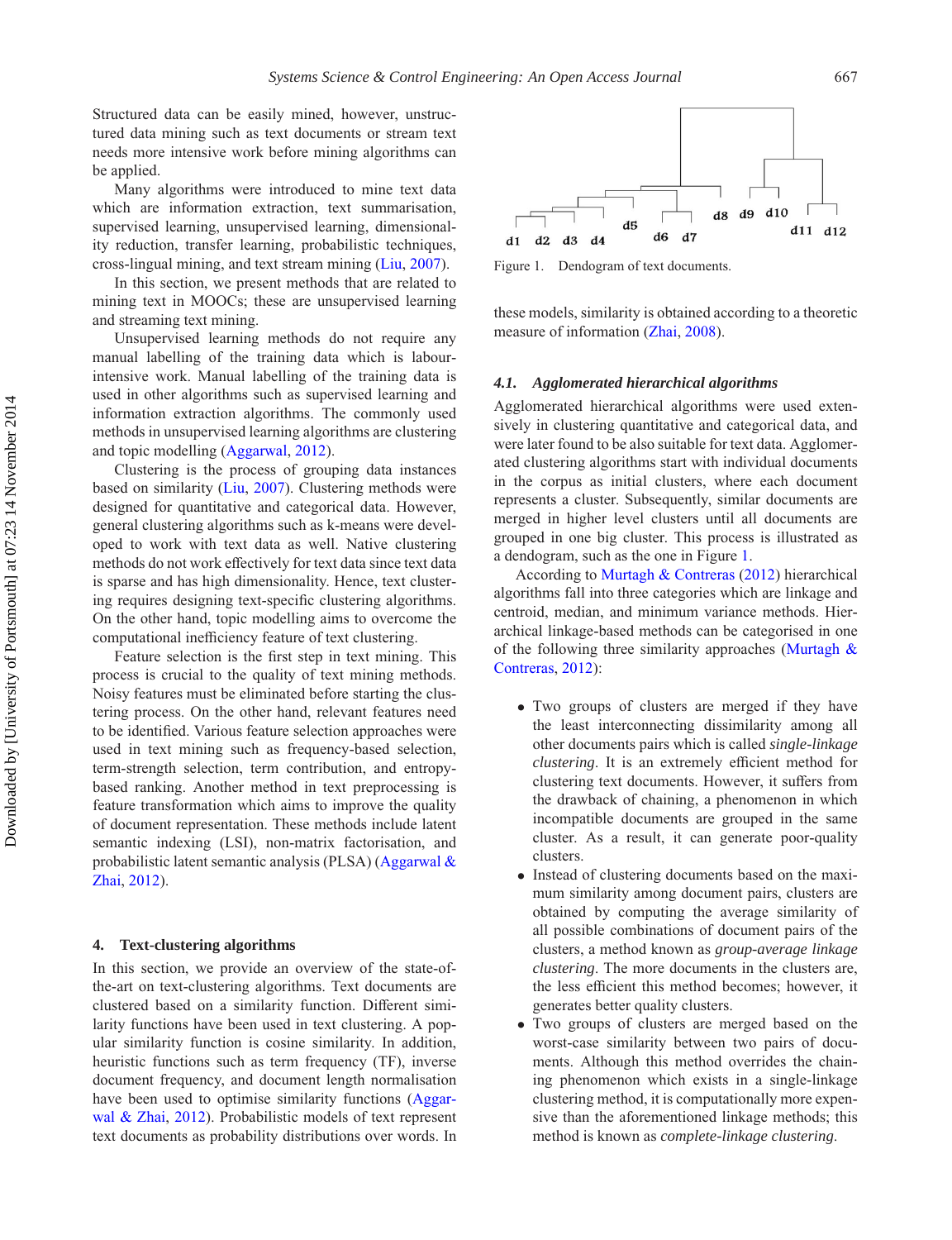Structured data can be easily mined, however, unstructured data mining such as text documents or stream text needs more intensive work before mining algorithms can be applied.

Many algorithms were introduced to mine text data which are information extraction, text summarisation, supervised learning, unsupervised learning, dimensionality reduction, transfer learning, probabilistic techniques, cross-lingual mining, and text stream mining (Liu, 2007).

In this section, we present methods that are related to mining text in MOOCs; these are unsupervised learning and streaming text mining.

Unsupervised learning methods do not require any manual labelling of the training data which is labour-intensive work. Manual labelling of the training data is used in other algorithms such as supervised learning and information extraction algorithms. The commonly used methods in unsupervised learning algorithms are clustering and topic modelling (Aggarwal, 2012).

Clustering is the process of grouping data instances based on similarity (Liu, 2007). Clustering methods were designed for quantitative and categorical data. However, general clustering algorithms such as k-means were developed to work with text data as well. Native clustering methods do not work effectively for text data since text data is sparse and has high dimensionality. Hence, text clustering requires designing text-specific clustering algorithms. On the other hand, topic modelling aims to overcome the computational inefficiency feature of text clustering.

Feature selection is the first step in text mining. This process is crucial to the quality of text mining methods. Noisy features must be eliminated before starting the clustering process. On the other hand, relevant features need to be identified. Various feature selection approaches were used in text mining such as frequency-based selection, term-strength selection, term contribution, and entropy-based ranking. Another method in text preprocessing is feature transformation which aims to improve the quality of document representation. These methods include latent semantic indexing (LSI), non-matrix factorisation, and probabilistic latent semantic analysis (PLSA) (Aggarwal & Zhai, 2012).

## 4. Text-clustering algorithms

In this section, we provide an overview of the state-of-the-art on text-clustering algorithms. Text documents are clustered based on a similarity function. Different similarity functions have been used in text clustering. A popular similarity function is cosine similarity. In addition, heuristic functions such as term frequency (TF), inverse document frequency, and document length normalisation have been used to optimise similarity functions (Aggarwal & Zhai, 2012). Probabilistic models of text represent text documents as probability distributions over words. In these models, similarity is obtained according to a theoretic measure of information (Zhai, 2008).

Figure 1. Dendogram of text documents.

### 4.1. Agglomerated hierarchical algorithms

Agglomerated hierarchical algorithms were used extensively in clustering quantitative and categorical data, and were later found to be also suitable for text data. Agglomerated clustering algorithms start with individual documents in the corpus as initial clusters, where each document represents a cluster. Subsequently, similar documents are merged in higher level clusters until all documents are grouped in one big cluster. This process is illustrated as a dendogram, such as the one in Figure 1.

According to Murtagh & Contreras (2012) hierarchical algorithms fall into three categories which are linkage and centroid, median, and minimum variance methods. Hierarchical linkage-based methods can be categorised in one of the following three similarity approaches (Murtagh & Contreras, 2012):

- Two groups of clusters are merged if they have the least interconnecting dissimilarity among all other documents pairs which is called *single-linkage clustering*. It is an extremely efficient method for clustering text documents. However, it suffers from the drawback of chaining, a phenomenon in which incompatible documents are grouped in the same cluster. As a result, it can generate poor-quality clusters.
- Instead of clustering documents based on the maximum similarity among document pairs, clusters are obtained by computing the average similarity of all possible combinations of document pairs of the clusters, a method known as *group-average linkage clustering*. The more documents in the clusters are, the less efficient this method becomes; however, it generates better quality clusters.
- Two groups of clusters are merged based on the worst-case similarity between two pairs of documents. Although this method overrides the chaining phenomenon which exists in a single-linkage clustering method, it is computationally more expensive than the aforementioned linkage methods; this method is known as *complete-linkage clustering*.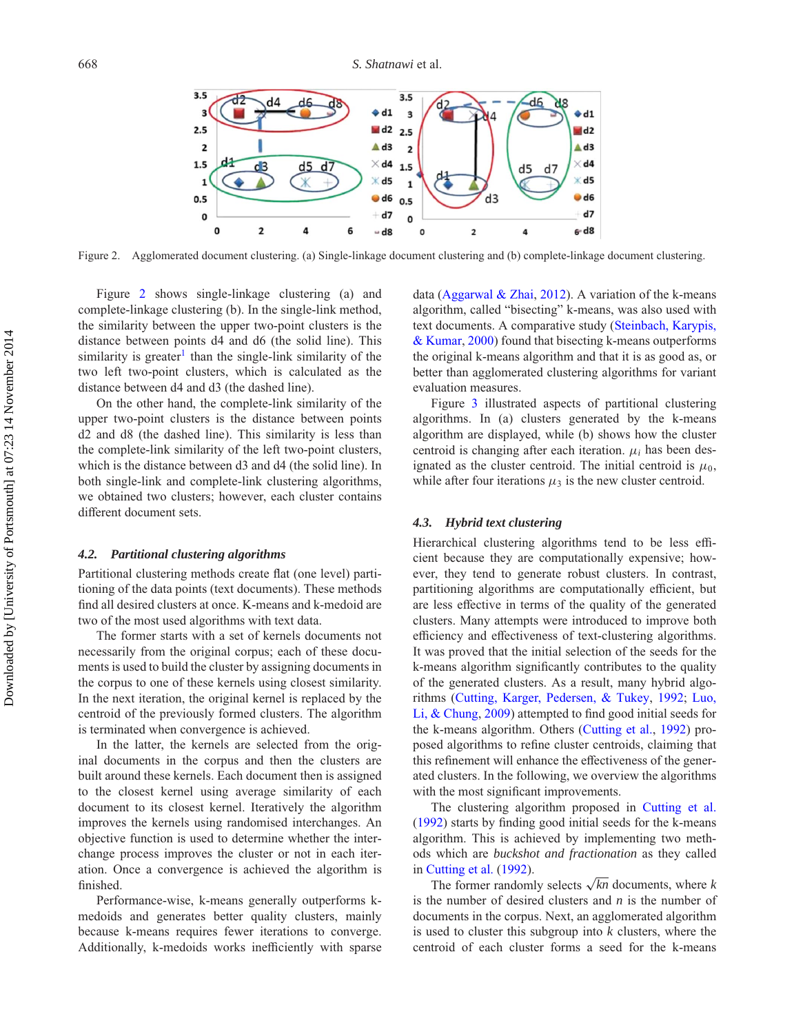Figure 2. Agglomerated document clustering. (a) Single-linkage document clustering and (b) complete-linkage document clustering.

Figure 2 shows single-linkage clustering (a) and complete-linkage clustering (b). In the single-link method, the similarity between the upper two-point clusters is the distance between points d4 and d6 (the solid line). This similarity is greater[1] than the single-link similarity of the two left two-point clusters, which is calculated as the distance between d4 and d3 (the dashed line).

On the other hand, the complete-link similarity of the upper two-point clusters is the distance between points d2 and d8 (the dashed line). This similarity is less than the complete-link similarity of the left two-point clusters, which is the distance between d3 and d4 (the solid line). In both single-link and complete-link clustering algorithms, we obtained two clusters; however, each cluster contains different document sets.

### 4.2. *Partitional clustering algorithms*

Partitional clustering methods create flat (one level) partitioning of the data points (text documents). These methods find all desired clusters at once. K-means and k-medoid are two of the most used algorithms with text data.

The former starts with a set of kernels documents not necessarily from the original corpus; each of these documents is used to build the cluster by assigning documents in the corpus to one of these kernels using closest similarity. In the next iteration, the original kernel is replaced by the centroid of the previously formed clusters. The algorithm is terminated when convergence is achieved.

In the latter, the kernels are selected from the original documents in the corpus and then the clusters are built around these kernels. Each document then is assigned to the closest kernel using average similarity of each document to its closest kernel. Iteratively the algorithm improves the kernels using randomised interchanges. An objective function is used to determine whether the interchange process improves the cluster or not in each iteration. Once a convergence is achieved the algorithm is finished.

Performance-wise, k-means generally outperforms k-medoids and generates better quality clusters, mainly because k-means requires fewer iterations to converge. Additionally, k-medoids works inefficiently with sparse data (Aggarwal & Zhai, 2012). A variation of the k-means algorithm, called "bisecting" k-means, was also used with text documents. A comparative study (Steinbach, Karypis, & Kumar, 2000) found that bisecting k-means outperforms the original k-means algorithm and that it is as good as, or better than agglomerated clustering algorithms for variant evaluation measures.

Figure 3 illustrated aspects of partitional clustering algorithms. In (a) clusters generated by the k-means algorithm are displayed, while (b) shows how the cluster centroid is changing after each iteration. $\mu_i$ has been designated as the cluster centroid. The initial centroid is $\mu_0$, while after four iterations $\mu_3$ is the new cluster centroid.

### 4.3. *Hybrid text clustering*

Hierarchical clustering algorithms tend to be less efficient because they are computationally expensive; however, they tend to generate robust clusters. In contrast, partitioning algorithms are computationally efficient, but are less effective in terms of the quality of the generated clusters. Many attempts were introduced to improve both efficiency and effectiveness of text-clustering algorithms. It was proved that the initial selection of the seeds for the k-means algorithm significantly contributes to the quality of the generated clusters. As a result, many hybrid algorithms (Cutting, Karger, Pedersen, & Tukey, 1992; Luo, Li, & Chung, 2009) attempted to find good initial seeds for the k-means algorithm. Others (Cutting et al., 1992) proposed algorithms to refine cluster centroids, claiming that this refinement will enhance the effectiveness of the generated clusters. In the following, we overview the algorithms with the most significant improvements.

The clustering algorithm proposed in Cutting et al. (1992) starts by finding good initial seeds for the k-means algorithm. This is achieved by implementing two methods which are *buckshot* and *fractionation* as they called in Cutting et al. (1992).

The former randomly selects $\sqrt{kn}$ documents, where $k$ is the number of desired clusters and $n$ is the number of documents in the corpus. Next, an agglomerated algorithm is used to cluster this subgroup into $k$ clusters, where the centroid of each cluster forms a seed for the k-means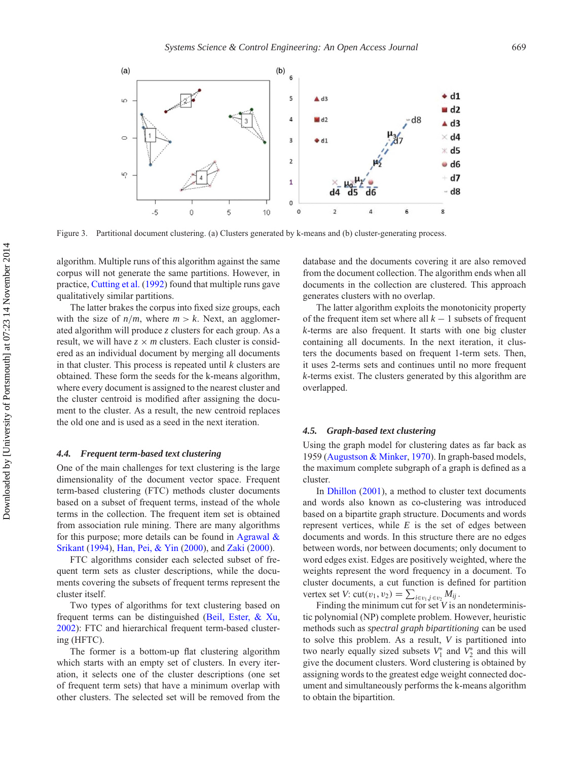Figure 3. Partitional document clustering. (a) Clusters generated by k-means and (b) cluster-generating process.

algorithm. Multiple runs of this algorithm against the same corpus will not generate the same partitions. However, in practice, Cutting et al. (1992) found that multiple runs gave qualitatively similar partitions.

The latter brakes the corpus into fixed size groups, each with the size of $n/m$, where $m > k$. Next, an agglomerated algorithm will produce $z$ clusters for each group. As a result, we will have $z \times m$ clusters. Each cluster is considered as an individual document by merging all documents in that cluster. This process is repeated until $k$ clusters are obtained. These form the seeds for the k-means algorithm, where every document is assigned to the nearest cluster and the cluster centroid is modified after assigning the document to the cluster. As a result, the new centroid replaces the old one and is used as a seed in the next iteration.

### 4.4. *Frequent term-based text clustering*

One of the main challenges for text clustering is the large dimensionality of the document vector space. Frequent term-based clustering (FTC) methods cluster documents based on a subset of frequent terms, instead of the whole terms in the collection. The frequent item set is obtained from association rule mining. There are many algorithms for this purpose; more details can be found in Agrawal & Srikant (1994), Han, Pei, & Yin (2000), and Zaki (2000).

FTC algorithms consider each selected subset of frequent term sets as cluster descriptions, while the documents covering the subsets of frequent terms represent the cluster itself.

Two types of algorithms for text clustering based on frequent terms can be distinguished (Beil, Ester, & Xu, 2002): FTC and hierarchical frequent term-based clustering (HFTC).

The former is a bottom-up flat clustering algorithm which starts with an empty set of clusters. In every iteration, it selects one of the cluster descriptions (one set of frequent term sets) that have a minimum overlap with other clusters. The selected set will be removed from the database and the documents covering it are also removed from the document collection. The algorithm ends when all documents in the collection are clustered. This approach generates clusters with no overlap.

The latter algorithm exploits the monotonicity property of the frequent item set where all $k - 1$ subsets of frequent $k$-terms are also frequent. It starts with one big cluster containing all documents. In the next iteration, it clusters the documents based on frequent 1-term sets. Then, it uses 2-terms sets and continues until no more frequent $k$-terms exist. The clusters generated by this algorithm are overlapped.

### 4.5. *Graph-based text clustering*

Using the graph model for clustering dates as far back as 1959 (Augustson & Minker, 1970). In graph-based models, the maximum complete subgraph of a graph is defined as a cluster.

In Dhillon (2001), a method to cluster text documents and words also known as co-clustering was introduced based on a bipartite graph structure. Documents and words represent vertices, while $E$ is the set of edges between documents and words. In this structure there are no edges between words, nor between documents; only document to word edges exist. Edges are positively weighted, where the weights represent the word frequency in a document. To cluster documents, a cut function is defined for partition vertex set $V$: $\text{cut}(v_1, v_2) = \sum_{i \in v_1, j \in v_2} M_{ij}$.

Finding the minimum cut for set $V$ is an nondeterministic polynomial (NP) complete problem. However, heuristic methods such as *spectral graph bipartitioning* can be used to solve this problem. As a result, $V$ is partitioned into two nearly equally sized subsets $V_1^*$ and $V_2^*$ and this will give the document clusters. Word clustering is obtained by assigning words to the greatest edge weight connected document and simultaneously performs the k-means algorithm to obtain the bipartition.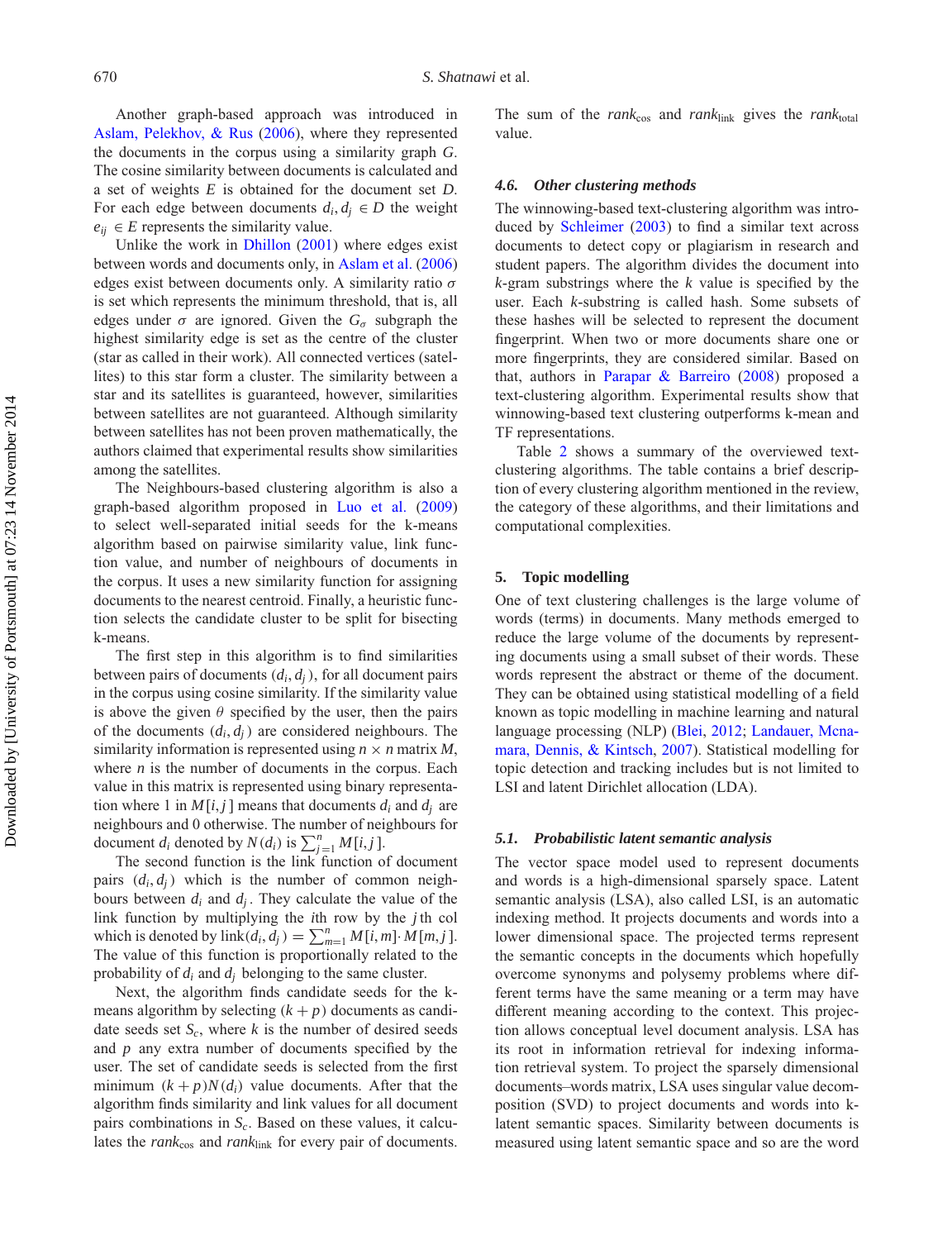Another graph-based approach was introduced in Aslam, Pelekhov, & Rus (2006), where they represented the documents in the corpus using a similarity graph $G$. The cosine similarity between documents is calculated and a set of weights $E$ is obtained for the document set $D$. For each edge between documents $d_i, d_j \in D$ the weight $e_{ij} \in E$ represents the similarity value.

Unlike the work in Dhillon (2001) where edges exist between words and documents only, in Aslam et al. (2006) edges exist between documents only. A similarity ratio $\sigma$ is set which represents the minimum threshold, that is, all edges under $\sigma$ are ignored. Given the $G_\sigma$ subgraph the highest similarity edge is set as the centre of the cluster (star as called in their work). All connected vertices (satellites) to this star form a cluster. The similarity between a star and its satellites is guaranteed, however, similarities between satellites are not guaranteed. Although similarity between satellites has not been proven mathematically, the authors claimed that experimental results show similarities among the satellites.

The Neighbours-based clustering algorithm is also a graph-based algorithm proposed in Luo et al. (2009) to select well-separated initial seeds for the k-means algorithm based on pairwise similarity value, link function value, and number of neighbours of documents in the corpus. It uses a new similarity function for assigning documents to the nearest centroid. Finally, a heuristic function selects the candidate cluster to be split for bisecting k-means.

The first step in this algorithm is to find similarities between pairs of documents $(d_i, d_j)$, for all document pairs in the corpus using cosine similarity. If the similarity value is above the given $\theta$ specified by the user, then the pairs of the documents $(d_i, d_j)$ are considered neighbours. The similarity information is represented using $n \times n$ matrix $M$, where $n$ is the number of documents in the corpus. Each value in this matrix is represented using binary representation where 1 in $M[i, j]$ means that documents $d_i$ and $d_j$ are neighbours and 0 otherwise. The number of neighbours for document $d_i$ denoted by $N(d_i)$ is $\sum_{j=1}^{n} M[i, j]$.

The second function is the link function of document pairs $(d_i, d_j)$ which is the number of common neighbours between $d_i$ and $d_j$. They calculate the value of the link function by multiplying the $i$th row by the $j$th col which is denoted by $\text{link}(d_i, d_j) = \sum_{m=1}^{n} M[i, m] \cdot M[m, j]$. The value of this function is proportionally related to the probability of $d_i$ and $d_j$ belonging to the same cluster.

Next, the algorithm finds candidate seeds for the k-means algorithm by selecting $(k + p)$ documents as candidate seeds set $S_c$, where $k$ is the number of desired seeds and $p$ any extra number of documents specified by the user. The set of candidate seeds is selected from the first minimum $(k + p)N(d_i)$ value documents. After that the algorithm finds similarity and link values for all document pairs combinations in $S_c$. Based on these values, it calculates the $rank_{\text{cos}}$ and $rank_{\text{link}}$ for every pair of documents. The sum of the $rank_{\text{cos}}$ and $rank_{\text{link}}$ gives the $rank_{\text{total}}$ value.

### 4.6. Other clustering methods

The winnowing-based text-clustering algorithm was introduced by Schleimer (2003) to find a similar text across documents to detect copy or plagiarism in research and student papers. The algorithm divides the document into $k$-gram substrings where the $k$ value is specified by the user. Each $k$-substring is called hash. Some subsets of these hashes will be selected to represent the document fingerprint. When two or more documents share one or more fingerprints, they are considered similar. Based on that, authors in Parapar & Barreiro (2008) proposed a text-clustering algorithm. Experimental results show that winnowing-based text clustering outperforms k-mean and TF representations.

Table 2 shows a summary of the overviewed text-clustering algorithms. The table contains a brief description of every clustering algorithm mentioned in the review, the category of these algorithms, and their limitations and computational complexities.

## 5. Topic modelling

One of text clustering challenges is the large volume of words (terms) in documents. Many methods emerged to reduce the large volume of the documents by representing documents using a small subset of their words. These words represent the abstract or theme of the document. They can be obtained using statistical modelling of a field known as topic modelling in machine learning and natural language processing (NLP) (Blei, 2012; Landauer, Mcnamara, Dennis, & Kintsch, 2007). Statistical modelling for topic detection and tracking includes but is not limited to LSI and latent Dirichlet allocation (LDA).

### 5.1. Probabilistic latent semantic analysis

The vector space model used to represent documents and words is a high-dimensional sparsely space. Latent semantic analysis (LSA), also called LSI, is an automatic indexing method. It projects documents and words into a lower dimensional space. The projected terms represent the semantic concepts in the documents which hopefully overcome synonyms and polysemy problems where different terms have the same meaning or a term may have different meaning according to the context. This projection allows conceptual level document analysis. LSA has its root in information retrieval for indexing information retrieval system. To project the sparsely dimensional documents–words matrix, LSA uses singular value decomposition (SVD) to project documents and words into k-latent semantic spaces. Similarity between documents is measured using latent semantic space and so are the word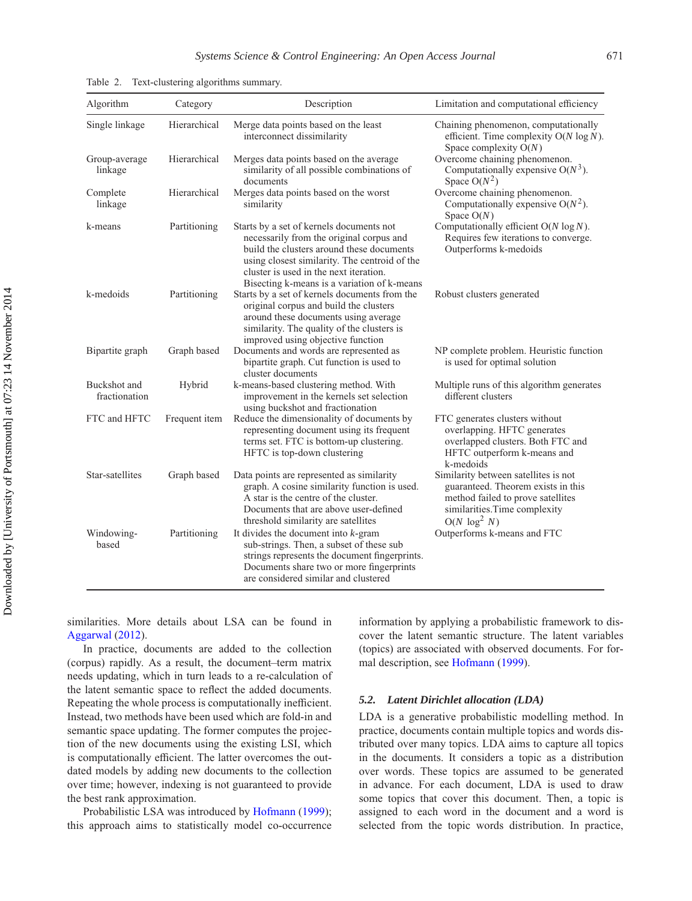Table 2. Text-clustering algorithms summary.

| Algorithm | Category | Description | Limitation and computational efficiency |
|---|---|---|---|
| Single linkage | Hierarchical | Merge data points based on the least interconnect dissimilarity | Chaining phenomenon, computationally efficient. Time complexity $O(N \log N)$. Space complexity $O(N)$ |
| Group-average linkage | Hierarchical | Merges data points based on the average similarity of all possible combinations of documents | Overcome chaining phenomenon. Computationally expensive $O(N^3)$. Space $O(N^2)$ |
| Complete linkage | Hierarchical | Merges data points based on the worst similarity | Overcome chaining phenomenon. Computationally expensive $O(N^2)$. Space $O(N)$ |
| k-means | Partitioning | Starts by a set of kernels documents not necessarily from the original corpus and build the clusters around these documents using closest similarity. The centroid of the cluster is used in the next iteration. Bisecting k-means is a variation of k-means | Computationally efficient $O(N \log N)$. Requires few iterations to converge. Outperforms k-medoids |
| k-medoids | Partitioning | Starts by a set of kernels documents from the original corpus and build the clusters around these documents using average similarity. The quality of the clusters is improved using objective function | Robust clusters generated |
| Bipartite graph | Graph based | Documents and words are represented as bipartite graph. Cut function is used to cluster documents | NP complete problem. Heuristic function is used for optimal solution |
| Buckshot and fractionation | Hybrid | k-means-based clustering method. With improvement in the kernels set selection using buckshot and fractionation | Multiple runs of this algorithm generates different clusters |
| FTC and HFTC | Frequent item | Reduce the dimensionality of documents by representing document using its frequent terms set. FTC is bottom-up clustering. HFTC is top-down clustering | FTC generates clusters without overlapping. HFTC generates overlapped clusters. Both FTC and HFTC outperform k-means and k-medoids |
| Star-satellites | Graph based | Data points are represented as similarity graph. A cosine similarity function is used. A star is the centre of the cluster. Documents that are above user-defined threshold similarity are satellites | Similarity between satellites is not guaranteed. Theorem exists in this method failed to prove satellites similarities.Time complexity $O(N \log^2 N)$ |
| Windowing-based | Partitioning | It divides the document into *k*-gram sub-strings. Then, a subset of these sub strings represents the document fingerprints. Documents share two or more fingerprints are considered similar and clustered | Outperforms k-means and FTC |

similarities. More details about LSA can be found in Aggarwal (2012).

In practice, documents are added to the collection (corpus) rapidly. As a result, the document–term matrix needs updating, which in turn leads to a re-calculation of the latent semantic space to reflect the added documents. Repeating the whole process is computationally inefficient. Instead, two methods have been used which are fold-in and semantic space updating. The former computes the projection of the new documents using the existing LSI, which is computationally efficient. The latter overcomes the outdated models by adding new documents to the collection over time; however, indexing is not guaranteed to provide the best rank approximation.

Probabilistic LSA was introduced by Hofmann (1999); this approach aims to statistically model co-occurrence information by applying a probabilistic framework to discover the latent semantic structure. The latent variables (topics) are associated with observed documents. For formal description, see Hofmann (1999).

### 5.2. *Latent Dirichlet allocation (LDA)*

LDA is a generative probabilistic modelling method. In practice, documents contain multiple topics and words distributed over many topics. LDA aims to capture all topics in the documents. It considers a topic as a distribution over words. These topics are assumed to be generated in advance. For each document, LDA is used to draw some topics that cover this document. Then, a topic is assigned to each word in the document and a word is selected from the topic words distribution. In practice,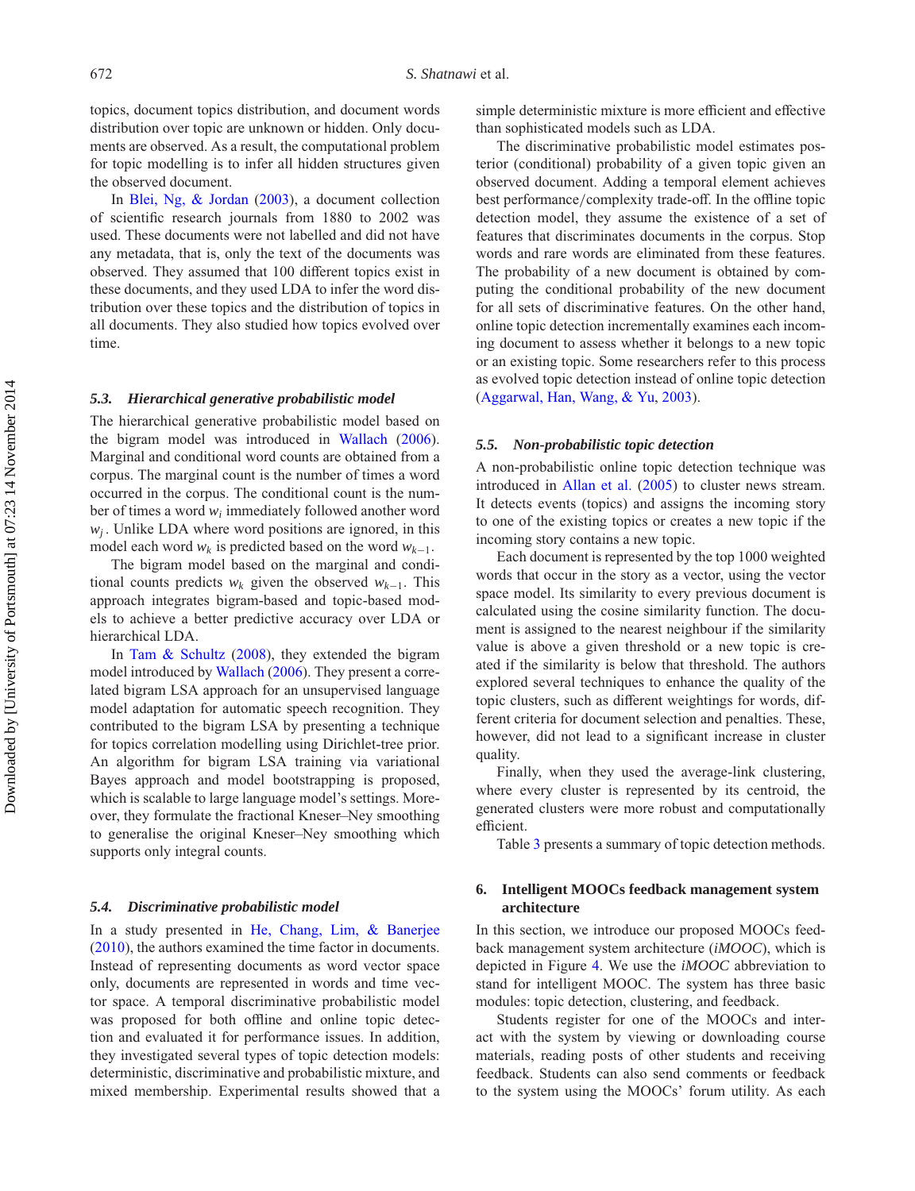topics, document topics distribution, and document words distribution over topic are unknown or hidden. Only documents are observed. As a result, the computational problem for topic modelling is to infer all hidden structures given the observed document.

In Blei, Ng, & Jordan (2003), a document collection of scientific research journals from 1880 to 2002 was used. These documents were not labelled and did not have any metadata, that is, only the text of the documents was observed. They assumed that 100 different topics exist in these documents, and they used LDA to infer the word distribution over these topics and the distribution of topics in all documents. They also studied how topics evolved over time.

### *5.3. Hierarchical generative probabilistic model*

The hierarchical generative probabilistic model based on the bigram model was introduced in Wallach (2006). Marginal and conditional word counts are obtained from a corpus. The marginal count is the number of times a word occurred in the corpus. The conditional count is the number of times a word $w_i$ immediately followed another word $w_j$. Unlike LDA where word positions are ignored, in this model each word $w_k$ is predicted based on the word $w_{k-1}$.

The bigram model based on the marginal and conditional counts predicts $w_k$ given the observed $w_{k-1}$. This approach integrates bigram-based and topic-based models to achieve a better predictive accuracy over LDA or hierarchical LDA.

In Tam & Schultz (2008), they extended the bigram model introduced by Wallach (2006). They present a correlated bigram LSA approach for an unsupervised language model adaptation for automatic speech recognition. They contributed to the bigram LSA by presenting a technique for topics correlation modelling using Dirichlet-tree prior. An algorithm for bigram LSA training via variational Bayes approach and model bootstrapping is proposed, which is scalable to large language model's settings. Moreover, they formulate the fractional Kneser–Ney smoothing to generalise the original Kneser–Ney smoothing which supports only integral counts.

### *5.4. Discriminative probabilistic model*

In a study presented in He, Chang, Lim, & Banerjee (2010), the authors examined the time factor in documents. Instead of representing documents as word vector space only, documents are represented in words and time vector space. A temporal discriminative probabilistic model was proposed for both offline and online topic detection and evaluated it for performance issues. In addition, they investigated several types of topic detection models: deterministic, discriminative and probabilistic mixture, and mixed membership. Experimental results showed that a simple deterministic mixture is more efficient and effective than sophisticated models such as LDA.

The discriminative probabilistic model estimates posterior (conditional) probability of a given topic given an observed document. Adding a temporal element achieves best performance/complexity trade-off. In the offline topic detection model, they assume the existence of a set of features that discriminates documents in the corpus. Stop words and rare words are eliminated from these features. The probability of a new document is obtained by computing the conditional probability of the new document for all sets of discriminative features. On the other hand, online topic detection incrementally examines each incoming document to assess whether it belongs to a new topic or an existing topic. Some researchers refer to this process as evolved topic detection instead of online topic detection (Aggarwal, Han, Wang, & Yu, 2003).

### *5.5. Non-probabilistic topic detection*

A non-probabilistic online topic detection technique was introduced in Allan et al. (2005) to cluster news stream. It detects events (topics) and assigns the incoming story to one of the existing topics or creates a new topic if the incoming story contains a new topic.

Each document is represented by the top 1000 weighted words that occur in the story as a vector, using the vector space model. Its similarity to every previous document is calculated using the cosine similarity function. The document is assigned to the nearest neighbour if the similarity value is above a given threshold or a new topic is created if the similarity is below that threshold. The authors explored several techniques to enhance the quality of the topic clusters, such as different weightings for words, different criteria for document selection and penalties. These, however, did not lead to a significant increase in cluster quality.

Finally, when they used the average-link clustering, where every cluster is represented by its centroid, the generated clusters were more robust and computationally efficient.

Table 3 presents a summary of topic detection methods.

## 6. Intelligent MOOCs feedback management system architecture

In this section, we introduce our proposed MOOCs feedback management system architecture (*iMOOC*), which is depicted in Figure 4. We use the *iMOOC* abbreviation to stand for intelligent MOOC. The system has three basic modules: topic detection, clustering, and feedback.

Students register for one of the MOOCs and interact with the system by viewing or downloading course materials, reading posts of other students and receiving feedback. Students can also send comments or feedback to the system using the MOOCs' forum utility. As each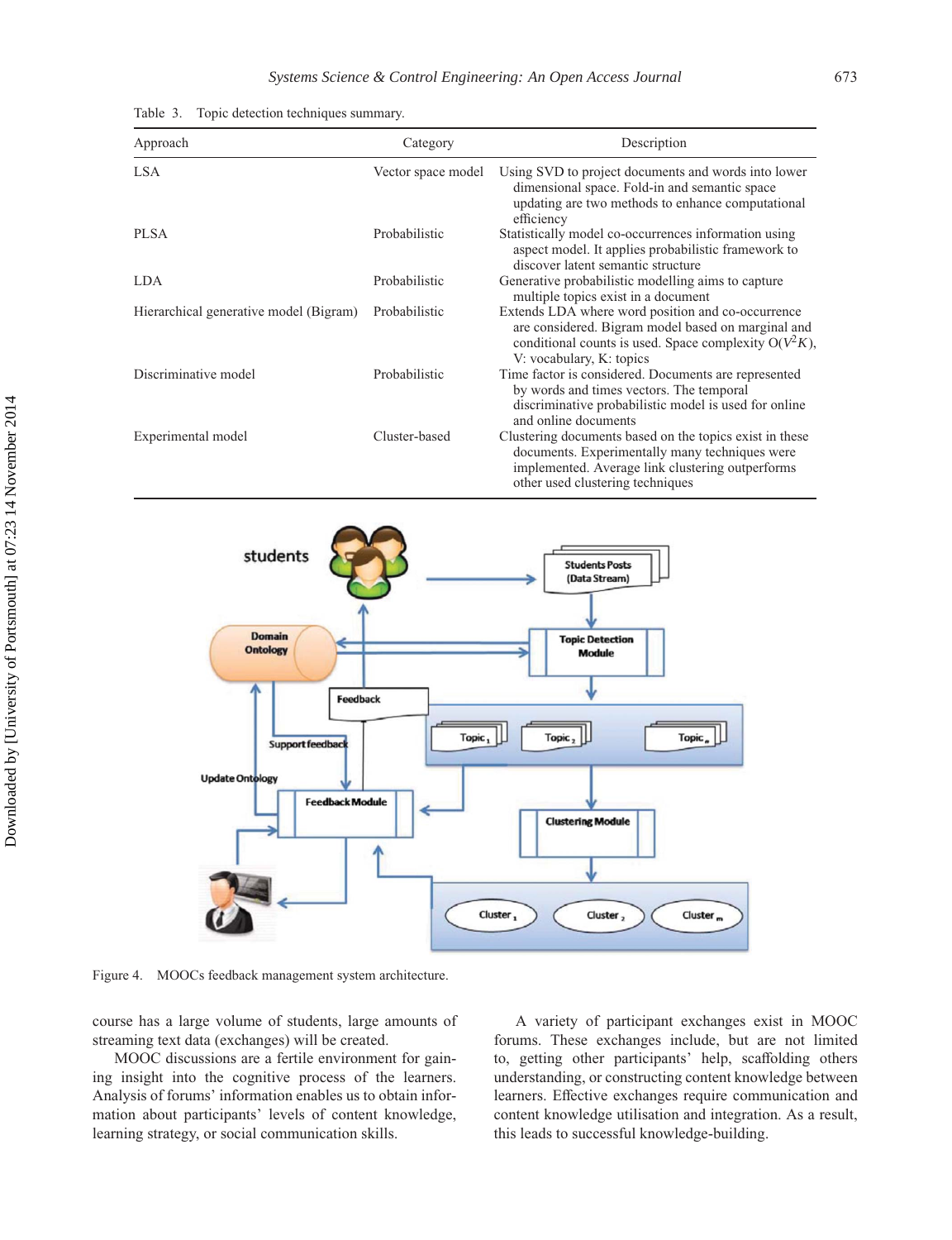Table 3. Topic detection techniques summary.

| Approach | Category | Description |
| --- | --- | --- |
| LSA | Vector space model | Using SVD to project documents and words into lower dimensional space. Fold-in and semantic space updating are two methods to enhance computational efficiency |
| PLSA | Probabilistic | Statistically model co-occurrences information using aspect model. It applies probabilistic framework to discover latent semantic structure |
| LDA | Probabilistic | Generative probabilistic modelling aims to capture multiple topics exist in a document |
| Hierarchical generative model (Bigram) | Probabilistic | Extends LDA where word position and co-occurrence are considered. Bigram model based on marginal and conditional counts is used. Space complexity $O(V^2K)$, V: vocabulary, K: topics |
| Discriminative model | Probabilistic | Time factor is considered. Documents are represented by words and times vectors. The temporal discriminative probabilistic model is used for online and online documents |
| Experimental model | Cluster-based | Clustering documents based on the topics exist in these documents. Experimentally many techniques were implemented. Average link clustering outperforms other used clustering techniques |

Figure 4. MOOCs feedback management system architecture.

course has a large volume of students, large amounts of streaming text data (exchanges) will be created.

MOOC discussions are a fertile environment for gaining insight into the cognitive process of the learners. Analysis of forums' information enables us to obtain information about participants' levels of content knowledge, learning strategy, or social communication skills.

A variety of participant exchanges exist in MOOC forums. These exchanges include, but are not limited to, getting other participants' help, scaffolding others understanding, or constructing content knowledge between learners. Effective exchanges require communication and content knowledge utilisation and integration. As a result, this leads to successful knowledge-building.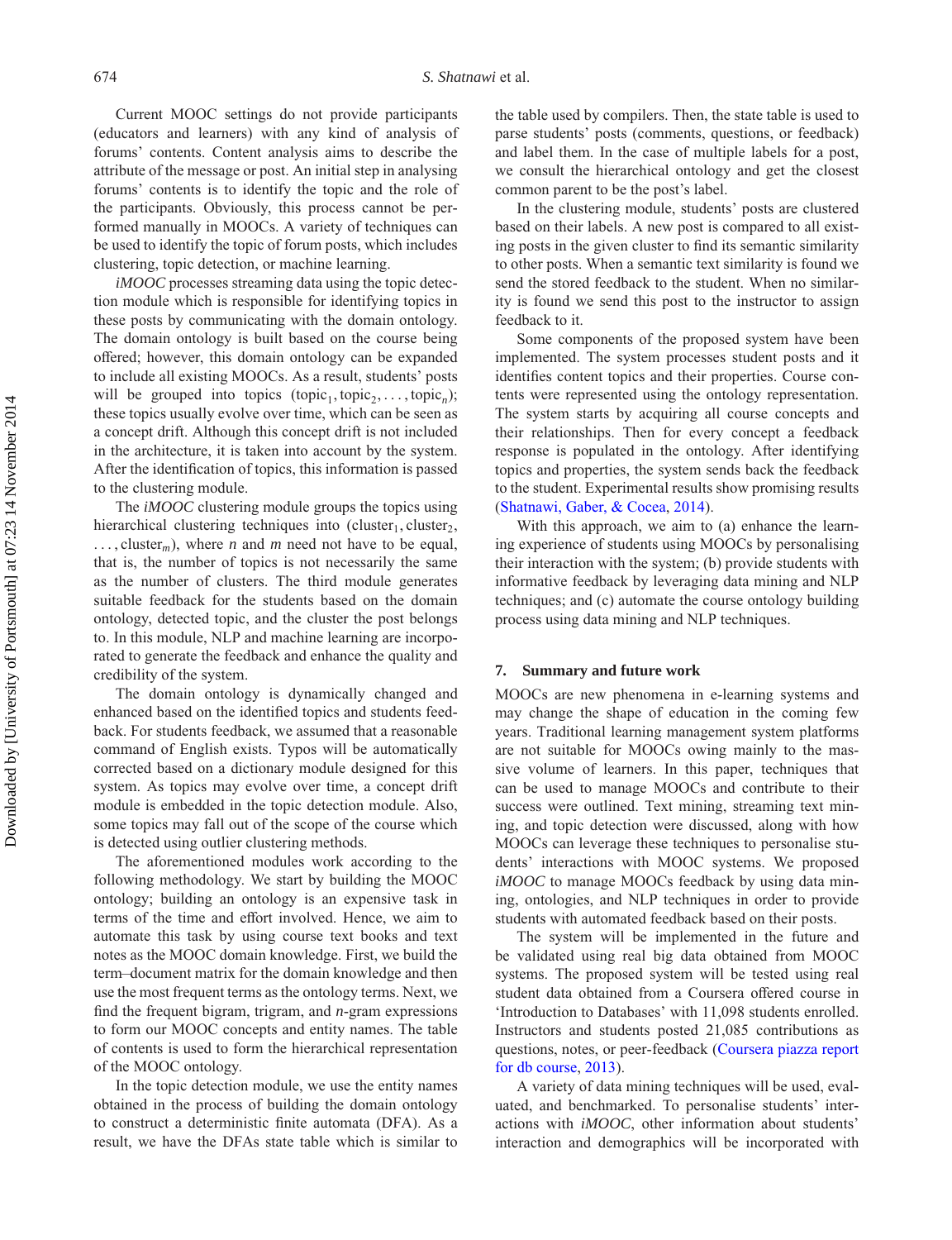Current MOOC settings do not provide participants (educators and learners) with any kind of analysis of forums' contents. Content analysis aims to describe the attribute of the message or post. An initial step in analysing forums' contents is to identify the topic and the role of the participants. Obviously, this process cannot be performed manually in MOOCs. A variety of techniques can be used to identify the topic of forum posts, which includes clustering, topic detection, or machine learning.

*iMOOC* processes streaming data using the topic detection module which is responsible for identifying topics in these posts by communicating with the domain ontology. The domain ontology is built based on the course being offered; however, this domain ontology can be expanded to include all existing MOOCs. As a result, students' posts will be grouped into topics ($\text{topic}_1, \text{topic}_2, \ldots, \text{topic}_n$); these topics usually evolve over time, which can be seen as a concept drift. Although this concept drift is not included in the architecture, it is taken into account by the system. After the identification of topics, this information is passed to the clustering module.

The *iMOOC* clustering module groups the topics using hierarchical clustering techniques into ($\text{cluster}_1, \text{cluster}_2, \ldots, \text{cluster}_m$), where $n$ and $m$ need not have to be equal, that is, the number of topics is not necessarily the same as the number of clusters. The third module generates suitable feedback for the students based on the domain ontology, detected topic, and the cluster the post belongs to. In this module, NLP and machine learning are incorporated to generate the feedback and enhance the quality and credibility of the system.

The domain ontology is dynamically changed and enhanced based on the identified topics and students feedback. For students feedback, we assumed that a reasonable command of English exists. Typos will be automatically corrected based on a dictionary module designed for this system. As topics may evolve over time, a concept drift module is embedded in the topic detection module. Also, some topics may fall out of the scope of the course which is detected using outlier clustering methods.

The aforementioned modules work according to the following methodology. We start by building the MOOC ontology; building an ontology is an expensive task in terms of the time and effort involved. Hence, we aim to automate this task by using course text books and text notes as the MOOC domain knowledge. First, we build the term–document matrix for the domain knowledge and then use the most frequent terms as the ontology terms. Next, we find the frequent bigram, trigram, and $n$-gram expressions to form our MOOC concepts and entity names. The table of contents is used to form the hierarchical representation of the MOOC ontology.

In the topic detection module, we use the entity names obtained in the process of building the domain ontology to construct a deterministic finite automata (DFA). As a result, we have the DFAs state table which is similar to the table used by compilers. Then, the state table is used to parse students' posts (comments, questions, or feedback) and label them. In the case of multiple labels for a post, we consult the hierarchical ontology and get the closest common parent to be the post's label.

In the clustering module, students' posts are clustered based on their labels. A new post is compared to all existing posts in the given cluster to find its semantic similarity to other posts. When a semantic text similarity is found we send the stored feedback to the student. When no similarity is found we send this post to the instructor to assign feedback to it.

Some components of the proposed system have been implemented. The system processes student posts and it identifies content topics and their properties. Course contents were represented using the ontology representation. The system starts by acquiring all course concepts and their relationships. Then for every concept a feedback response is populated in the ontology. After identifying topics and properties, the system sends back the feedback to the student. Experimental results show promising results (Shatnawi, Gaber, & Cocea, 2014).

With this approach, we aim to (a) enhance the learning experience of students using MOOCs by personalising their interaction with the system; (b) provide students with informative feedback by leveraging data mining and NLP techniques; and (c) automate the course ontology building process using data mining and NLP techniques.

## 7. Summary and future work

MOOCs are new phenomena in e-learning systems and may change the shape of education in the coming few years. Traditional learning management system platforms are not suitable for MOOCs owing mainly to the massive volume of learners. In this paper, techniques that can be used to manage MOOCs and contribute to their success were outlined. Text mining, streaming text mining, and topic detection were discussed, along with how MOOCs can leverage these techniques to personalise students' interactions with MOOC systems. We proposed *iMOOC* to manage MOOCs feedback by using data mining, ontologies, and NLP techniques in order to provide students with automated feedback based on their posts.

The system will be implemented in the future and be validated using real big data obtained from MOOC systems. The proposed system will be tested using real student data obtained from a Coursera offered course in 'Introduction to Databases' with 11,098 students enrolled. Instructors and students posted 21,085 contributions as questions, notes, or peer-feedback (Coursera piazza report for db course, 2013).

A variety of data mining techniques will be used, evaluated, and benchmarked. To personalise students' interactions with *iMOOC*, other information about students' interaction and demographics will be incorporated with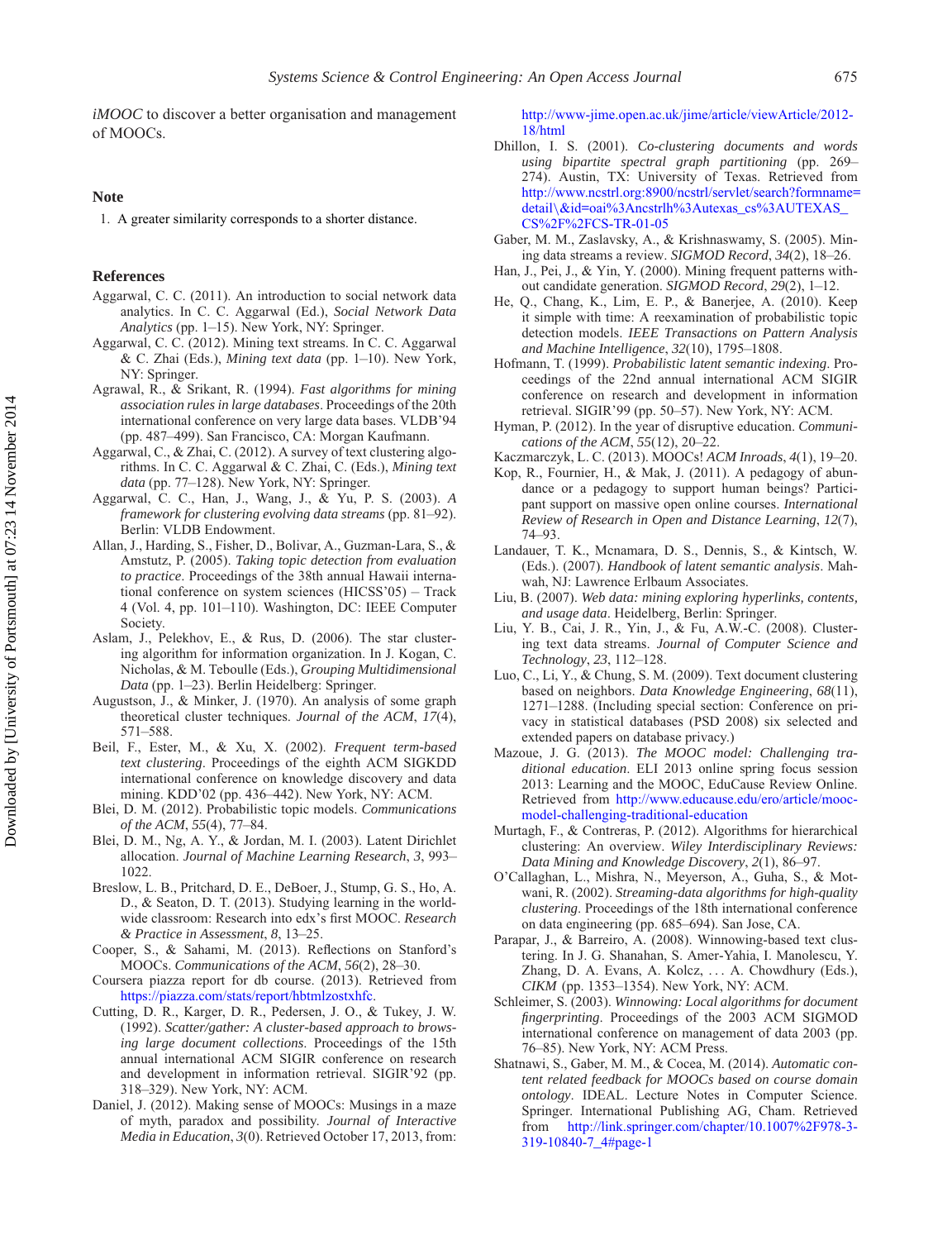*iMOOC* to discover a better organisation and management of MOOCs.

## Note

1. A greater similarity corresponds to a shorter distance.

## References

Aggarwal, C. C. (2011). An introduction to social network data analytics. In C. C. Aggarwal (Ed.), *Social Network Data Analytics* (pp. 1–15). New York, NY: Springer.

Aggarwal, C. C. (2012). Mining text streams. In C. C. Aggarwal & C. Zhai (Eds.), *Mining text data* (pp. 1–10). New York, NY: Springer.

Agrawal, R., & Srikant, R. (1994). *Fast algorithms for mining association rules in large databases*. Proceedings of the 20th international conference on very large data bases. VLDB'94 (pp. 487–499). San Francisco, CA: Morgan Kaufmann.

Aggarwal, C., & Zhai, C. (2012). A survey of text clustering algorithms. In C. C. Aggarwal & C. Zhai, C. (Eds.), *Mining text data* (pp. 77–128). New York, NY: Springer.

Aggarwal, C. C., Han, J., Wang, J., & Yu, P. S. (2003). *A framework for clustering evolving data streams* (pp. 81–92). Berlin: VLDB Endowment.

Allan, J., Harding, S., Fisher, D., Bolivar, A., Guzman-Lara, S., & Amstutz, P. (2005). *Taking topic detection from evaluation to practice*. Proceedings of the 38th annual Hawaii international conference on system sciences (HICSS'05) – Track 4 (Vol. 4, pp. 101–110). Washington, DC: IEEE Computer Society.

Aslam, J., Pelekhov, E., & Rus, D. (2006). The star clustering algorithm for information organization. In J. Kogan, C. Nicholas, & M. Teboulle (Eds.), *Grouping Multidimensional Data* (pp. 1–23). Berlin Heidelberg: Springer.

Augustson, J., & Minker, J. (1970). An analysis of some graph theoretical cluster techniques. *Journal of the ACM*, *17*(4), 571–588.

Beil, F., Ester, M., & Xu, X. (2002). *Frequent term-based text clustering*. Proceedings of the eighth ACM SIGKDD international conference on knowledge discovery and data mining. KDD'02 (pp. 436–442). New York, NY: ACM.

Blei, D. M. (2012). Probabilistic topic models. *Communications of the ACM*, *55*(4), 77–84.

Blei, D. M., Ng, A. Y., & Jordan, M. I. (2003). Latent Dirichlet allocation. *Journal of Machine Learning Research*, *3*, 993–1022.

Breslow, L. B., Pritchard, D. E., DeBoer, J., Stump, G. S., Ho, A. D., & Seaton, D. T. (2013). Studying learning in the worldwide classroom: Research into edx's first MOOC. *Research & Practice in Assessment*, *8*, 13–25.

Cooper, S., & Sahami, M. (2013). Reflections on Stanford's MOOCs. *Communications of the ACM*, *56*(2), 28–30.

Coursera piazza report for db course. (2013). Retrieved from https://piazza.com/stats/report/hbtmlzostxhfc.

Cutting, D. R., Karger, D. R., Pedersen, J. O., & Tukey, J. W. (1992). *Scatter/gather: A cluster-based approach to browsing large document collections*. Proceedings of the 15th annual international ACM SIGIR conference on research and development in information retrieval. SIGIR'92 (pp. 318–329). New York, NY: ACM.

Daniel, J. (2012). Making sense of MOOCs: Musings in a maze of myth, paradox and possibility. *Journal of Interactive Media in Education*, *3*(0). Retrieved October 17, 2013, from: http://www-jime.open.ac.uk/jime/article/viewArticle/2012-18/html

Dhillon, I. S. (2001). *Co-clustering documents and words using bipartite spectral graph partitioning* (pp. 269–274). Austin, TX: University of Texas. Retrieved from http://www.ncstrl.org:8900/ncstrl/servlet/search?formname=detail\&id=oai%3Ancstrlh%3Autexas_cs%3AUTEXAS_CS%2F%2FCS-TR-01-05

Gaber, M. M., Zaslavsky, A., & Krishnaswamy, S. (2005). Mining data streams a review. *SIGMOD Record*, *34*(2), 18–26.

Han, J., Pei, J., & Yin, Y. (2000). Mining frequent patterns without candidate generation. *SIGMOD Record*, *29*(2), 1–12.

He, Q., Chang, K., Lim, E. P., & Banerjee, A. (2010). Keep it simple with time: A reexamination of probabilistic topic detection models. *IEEE Transactions on Pattern Analysis and Machine Intelligence*, *32*(10), 1795–1808.

Hofmann, T. (1999). *Probabilistic latent semantic indexing*. Proceedings of the 22nd annual international ACM SIGIR conference on research and development in information retrieval. SIGIR'99 (pp. 50–57). New York, NY: ACM.

Hyman, P. (2012). In the year of disruptive education. *Communications of the ACM*, *55*(12), 20–22.

Kaczmarczyk, L. C. (2013). MOOCs! *ACM Inroads*, *4*(1), 19–20.

Kop, R., Fournier, H., & Mak, J. (2011). A pedagogy of abundance or a pedagogy to support human beings? Participant support on massive open online courses. *International Review of Research in Open and Distance Learning*, *12*(7), 74–93.

Landauer, T. K., Mcnamara, D. S., Dennis, S., & Kintsch, W. (Eds.). (2007). *Handbook of latent semantic analysis*. Mahwah, NJ: Lawrence Erlbaum Associates.

Liu, B. (2007). *Web data: mining exploring hyperlinks, contents, and usage data*. Heidelberg, Berlin: Springer.

Liu, Y. B., Cai, J. R., Yin, J., & Fu, A.W.-C. (2008). Clustering text data streams. *Journal of Computer Science and Technology*, *23*, 112–128.

Luo, C., Li, Y., & Chung, S. M. (2009). Text document clustering based on neighbors. *Data Knowledge Engineering*, *68*(11), 1271–1288. (Including special section: Conference on privacy in statistical databases (PSD 2008) six selected and extended papers on database privacy.)

Mazoue, J. G. (2013). *The MOOC model: Challenging traditional education*. ELI 2013 online spring focus session 2013: Learning and the MOOC, EduCause Review Online. Retrieved from http://www.educause.edu/ero/article/mooc-model-challenging-traditional-education

Murtagh, F., & Contreras, P. (2012). Algorithms for hierarchical clustering: An overview. *Wiley Interdisciplinary Reviews: Data Mining and Knowledge Discovery*, *2*(1), 86–97.

O'Callaghan, L., Mishra, N., Meyerson, A., Guha, S., & Motwani, R. (2002). *Streaming-data algorithms for high-quality clustering*. Proceedings of the 18th international conference on data engineering (pp. 685–694). San Jose, CA.

Parapar, J., & Barreiro, A. (2008). Winnowing-based text clustering. In J. G. Shanahan, S. Amer-Yahia, I. Manolescu, Y. Zhang, D. A. Evans, A. Kolcz, … A. Chowdhury (Eds.), *CIKM* (pp. 1353–1354). New York, NY: ACM.

Schleimer, S. (2003). *Winnowing: Local algorithms for document fingerprinting*. Proceedings of the 2003 ACM SIGMOD international conference on management of data 2003 (pp. 76–85). New York, NY: ACM Press.

Shatnawi, S., Gaber, M. M., & Cocea, M. (2014). *Automatic content related feedback for MOOCs based on course domain ontology*. IDEAL. Lecture Notes in Computer Science. Springer. International Publishing AG, Cham. Retrieved from http://link.springer.com/chapter/10.1007%2F978-3-319-10840-7_4#page-1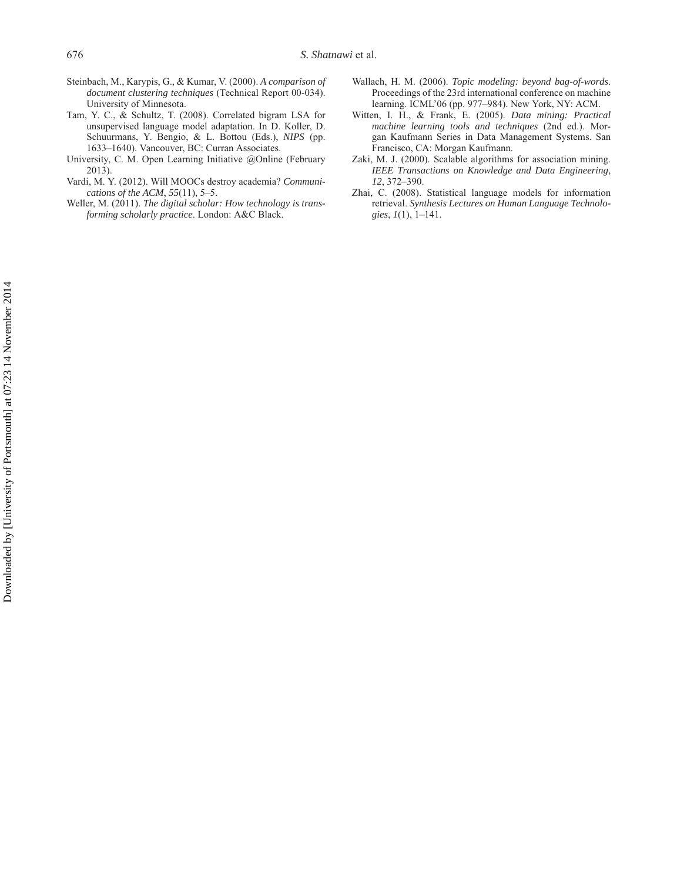Steinbach, M., Karypis, G., & Kumar, V. (2000). *A comparison of document clustering techniques* (Technical Report 00-034). University of Minnesota.

Tam, Y. C., & Schultz, T. (2008). Correlated bigram LSA for unsupervised language model adaptation. In D. Koller, D. Schuurmans, Y. Bengio, & L. Bottou (Eds.), *NIPS* (pp. 1633–1640). Vancouver, BC: Curran Associates.

University, C. M. Open Learning Initiative @Online (February 2013).

Vardi, M. Y. (2012). Will MOOCs destroy academia? *Communications of the ACM*, *55*(11), 5–5.

Weller, M. (2011). *The digital scholar: How technology is transforming scholarly practice*. London: A&C Black.

Wallach, H. M. (2006). *Topic modeling: beyond bag-of-words*. Proceedings of the 23rd international conference on machine learning. ICML'06 (pp. 977–984). New York, NY: ACM.

Witten, I. H., & Frank, E. (2005). *Data mining: Practical machine learning tools and techniques* (2nd ed.). Morgan Kaufmann Series in Data Management Systems. San Francisco, CA: Morgan Kaufmann.

Zaki, M. J. (2000). Scalable algorithms for association mining. *IEEE Transactions on Knowledge and Data Engineering*, *12*, 372–390.

Zhai, C. (2008). Statistical language models for information retrieval. *Synthesis Lectures on Human Language Technologies*, *1*(1), 1–141.